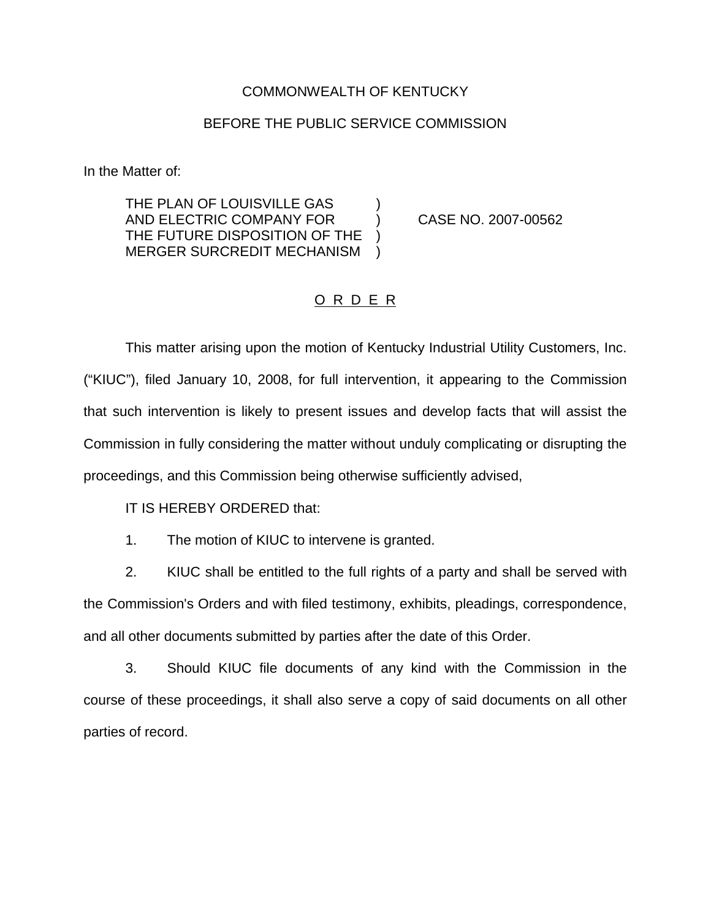COMMONWEALTH OF KENTUCKY

BEFORE THE PUBLIC SERVICE COMMISSION

In the Matter of:

| | | |
|---|---|---|
| THE PLAN OF LOUISVILLE GAS AND ELECTRIC COMPANY FOR THE FUTURE DISPOSITION OF THE MERGER SURCREDIT MECHANISM | ) ) ) ) | CASE NO. 2007-00562 |

O R D E R

This matter arising upon the motion of Kentucky Industrial Utility Customers, Inc. ("KIUC"), filed January 10, 2008, for full intervention, it appearing to the Commission that such intervention is likely to present issues and develop facts that will assist the Commission in fully considering the matter without unduly complicating or disrupting the proceedings, and this Commission being otherwise sufficiently advised,

IT IS HEREBY ORDERED that:

1. The motion of KIUC to intervene is granted.

2. KIUC shall be entitled to the full rights of a party and shall be served with the Commission's Orders and with filed testimony, exhibits, pleadings, correspondence, and all other documents submitted by parties after the date of this Order.

3. Should KIUC file documents of any kind with the Commission in the course of these proceedings, it shall also serve a copy of said documents on all other parties of record.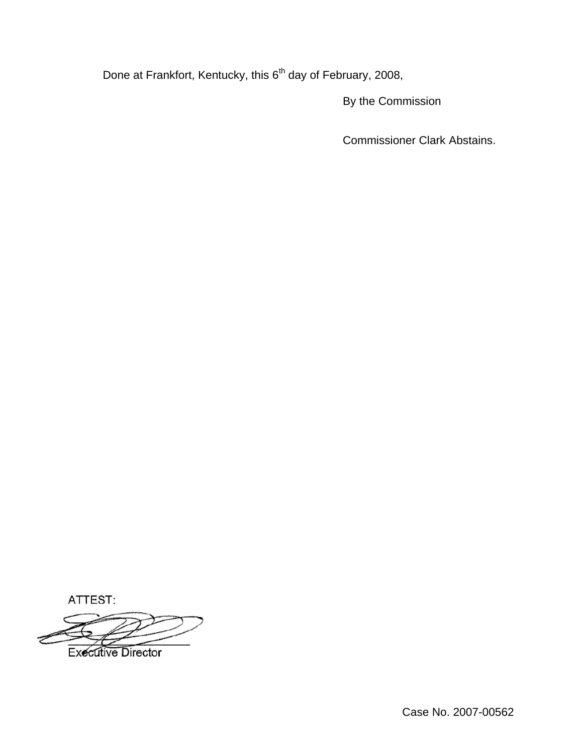Done at Frankfort, Kentucky, this 6th day of February, 2008,

By the Commission

Commissioner Clark Abstains.

ATTEST:

Executive Director

Case No. 2007-00562